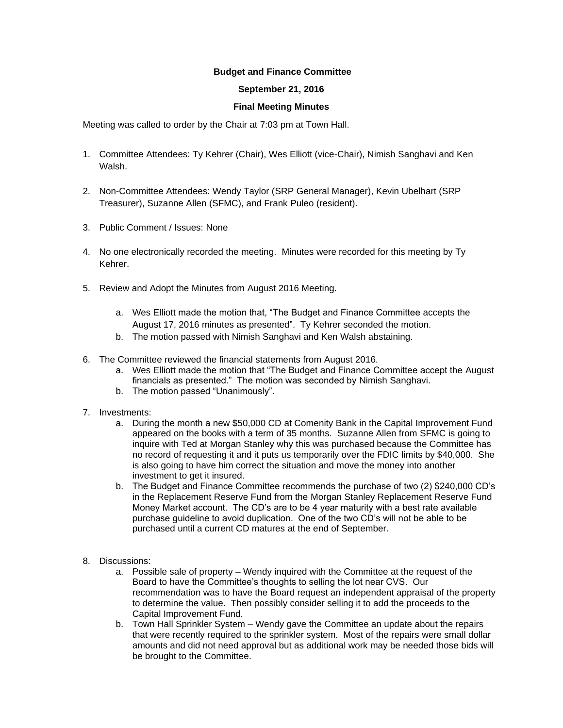**Budget and Finance Committee**

**September 21, 2016**

**Final Meeting Minutes**

Meeting was called to order by the Chair at 7:03 pm at Town Hall.

1. Committee Attendees: Ty Kehrer (Chair), Wes Elliott (vice-Chair), Nimish Sanghavi and Ken Walsh.

2. Non-Committee Attendees: Wendy Taylor (SRP General Manager), Kevin Ubelhart (SRP Treasurer), Suzanne Allen (SFMC), and Frank Puleo (resident).

3. Public Comment / Issues: None

4. No one electronically recorded the meeting. Minutes were recorded for this meeting by Ty Kehrer.

5. Review and Adopt the Minutes from August 2016 Meeting.

   a. Wes Elliott made the motion that, "The Budget and Finance Committee accepts the August 17, 2016 minutes as presented". Ty Kehrer seconded the motion.
   b. The motion passed with Nimish Sanghavi and Ken Walsh abstaining.

6. The Committee reviewed the financial statements from August 2016.
   a. Wes Elliott made the motion that "The Budget and Finance Committee accept the August financials as presented." The motion was seconded by Nimish Sanghavi.
   b. The motion passed "Unanimously".

7. Investments:
   a. During the month a new $50,000 CD at Comenity Bank in the Capital Improvement Fund appeared on the books with a term of 35 months. Suzanne Allen from SFMC is going to inquire with Ted at Morgan Stanley why this was purchased because the Committee has no record of requesting it and it puts us temporarily over the FDIC limits by $40,000. She is also going to have him correct the situation and move the money into another investment to get it insured.
   b. The Budget and Finance Committee recommends the purchase of two (2) $240,000 CD's in the Replacement Reserve Fund from the Morgan Stanley Replacement Reserve Fund Money Market account. The CD's are to be 4 year maturity with a best rate available purchase guideline to avoid duplication. One of the two CD's will not be able to be purchased until a current CD matures at the end of September.

8. Discussions:
   a. Possible sale of property – Wendy inquired with the Committee at the request of the Board to have the Committee's thoughts to selling the lot near CVS. Our recommendation was to have the Board request an independent appraisal of the property to determine the value. Then possibly consider selling it to add the proceeds to the Capital Improvement Fund.
   b. Town Hall Sprinkler System – Wendy gave the Committee an update about the repairs that were recently required to the sprinkler system. Most of the repairs were small dollar amounts and did not need approval but as additional work may be needed those bids will be brought to the Committee.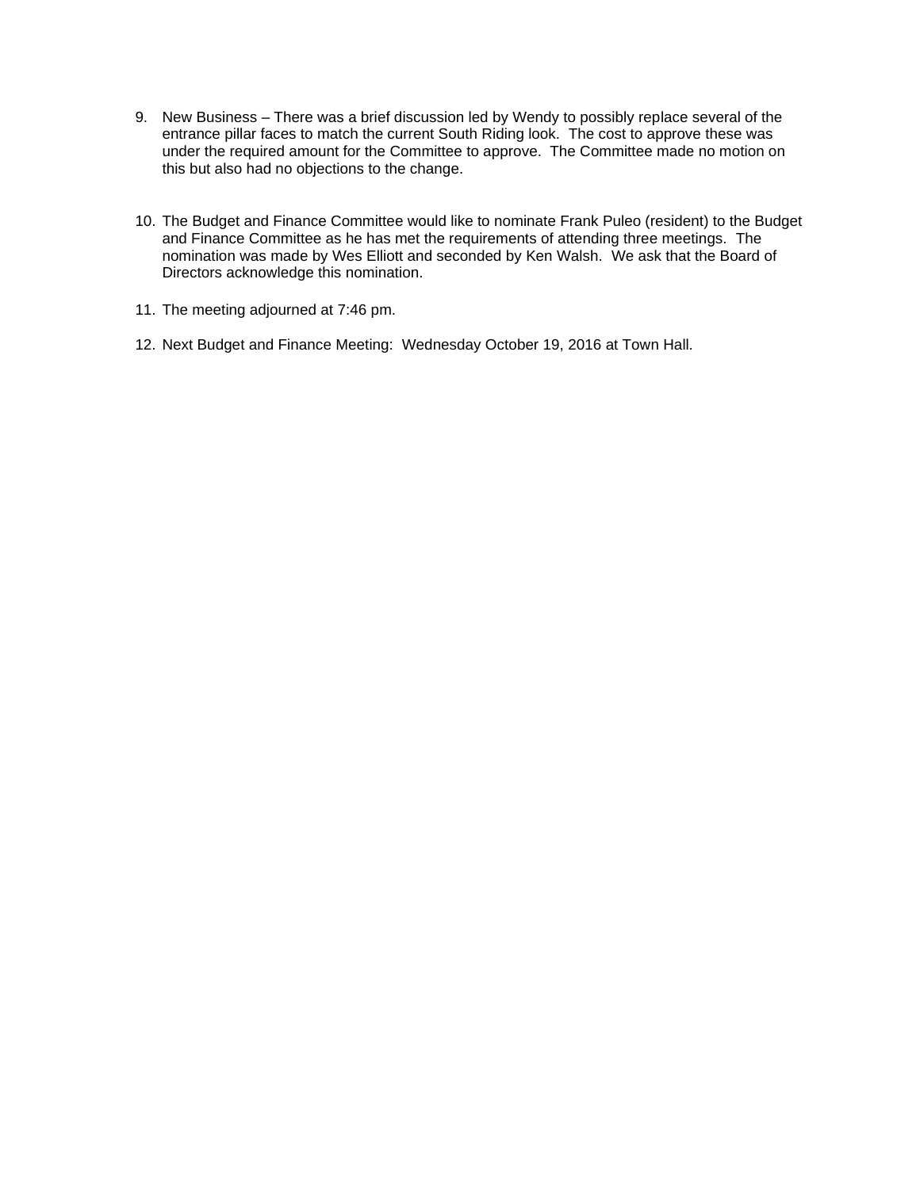9. New Business – There was a brief discussion led by Wendy to possibly replace several of the entrance pillar faces to match the current South Riding look. The cost to approve these was under the required amount for the Committee to approve. The Committee made no motion on this but also had no objections to the change.

10. The Budget and Finance Committee would like to nominate Frank Puleo (resident) to the Budget and Finance Committee as he has met the requirements of attending three meetings. The nomination was made by Wes Elliott and seconded by Ken Walsh. We ask that the Board of Directors acknowledge this nomination.

11. The meeting adjourned at 7:46 pm.

12. Next Budget and Finance Meeting: Wednesday October 19, 2016 at Town Hall.